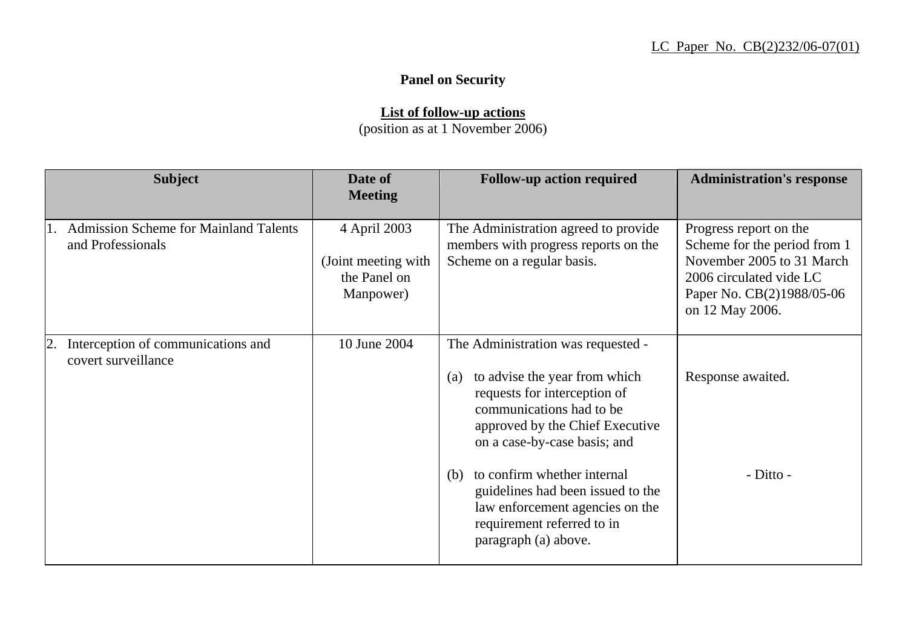LC Paper No. CB(2)232/06-07(01)

**Panel on Security**

**List of follow-up actions**
(position as at 1 November 2006)

| Subject | Date of Meeting | Follow-up action required | Administration's response |
|---|---|---|---|
| 1. Admission Scheme for Mainland Talents and Professionals | 4 April 2003<br><br>(Joint meeting with the Panel on Manpower) | The Administration agreed to provide members with progress reports on the Scheme on a regular basis. | Progress report on the Scheme for the period from 1 November 2005 to 31 March 2006 circulated vide LC Paper No. CB(2)1988/05-06 on 12 May 2006. |
| 2. Interception of communications and covert surveillance | 10 June 2004 | The Administration was requested -<br><br>(a) to advise the year from which requests for interception of communications had to be approved by the Chief Executive on a case-by-case basis; and | Response awaited. |
| | | (b) to confirm whether internal guidelines had been issued to the law enforcement agencies on the requirement referred to in paragraph (a) above. | - Ditto - |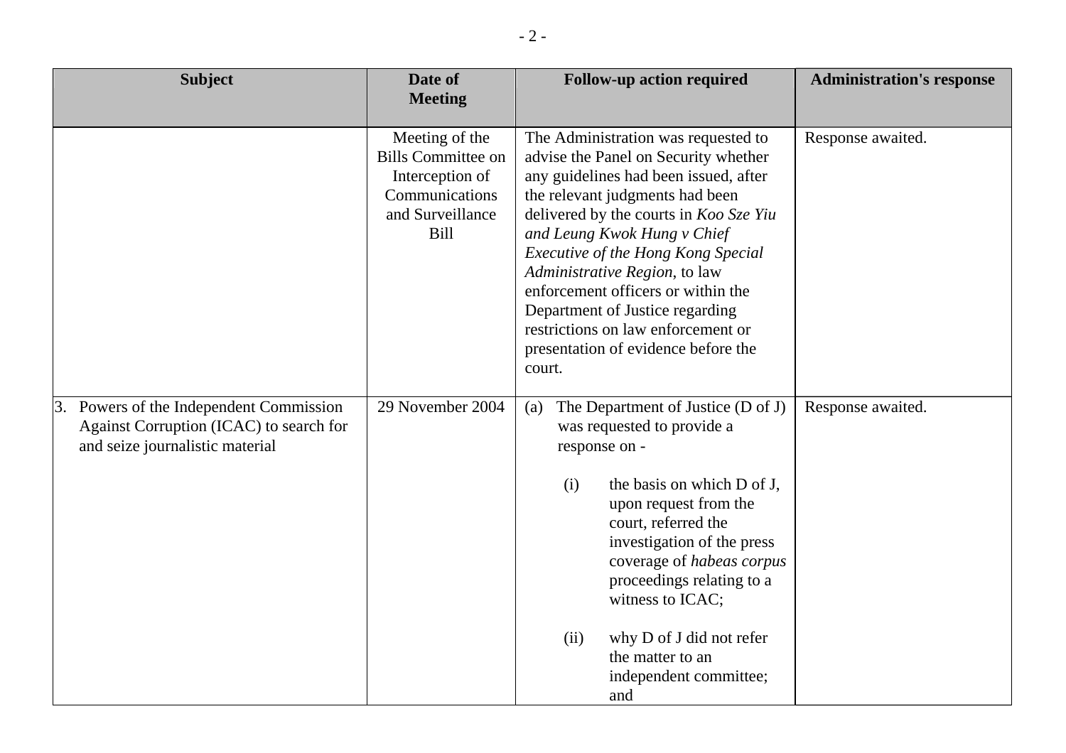| Subject | Date of Meeting | Follow-up action required | Administration's response |
|---|---|---|---|
| | Meeting of the Bills Committee on Interception of Communications and Surveillance Bill | The Administration was requested to advise the Panel on Security whether any guidelines had been issued, after the relevant judgments had been delivered by the courts in *Koo Sze Yiu and Leung Kwok Hung v Chief Executive of the Hong Kong Special Administrative Region*, to law enforcement officers or within the Department of Justice regarding restrictions on law enforcement or presentation of evidence before the court. | Response awaited. |
| 3. Powers of the Independent Commission Against Corruption (ICAC) to search for and seize journalistic material | 29 November 2004 | (a) The Department of Justice (D of J) was requested to provide a response on -<br><br>(i) the basis on which D of J, upon request from the court, referred the investigation of the press coverage of *habeas corpus* proceedings relating to a witness to ICAC;<br><br>(ii) why D of J did not refer the matter to an independent committee; and | Response awaited. |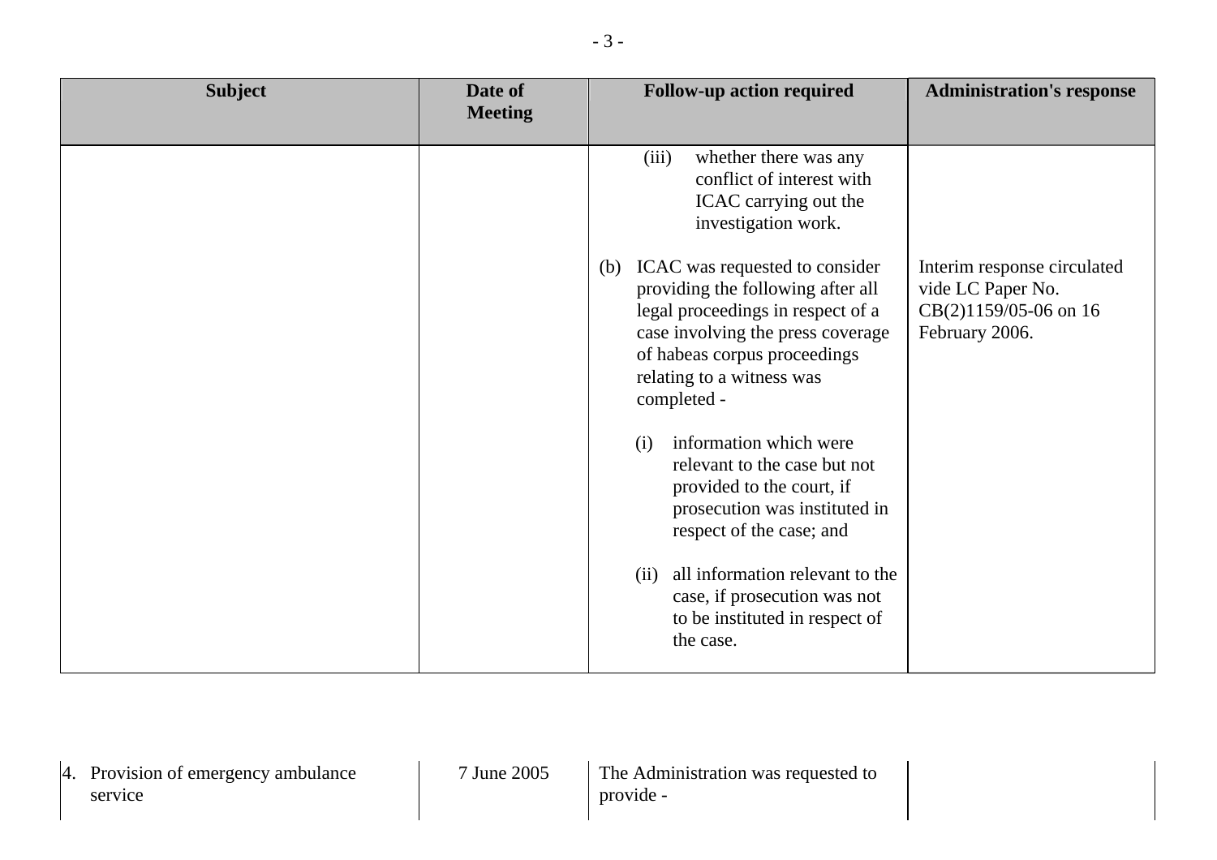| Subject | Date of Meeting | Follow-up action required | Administration's response |
|---|---|---|---|
| | | (iii) whether there was any conflict of interest with ICAC carrying out the investigation work. | |
| | | (b) ICAC was requested to consider providing the following after all legal proceedings in respect of a case involving the press coverage of habeas corpus proceedings relating to a witness was completed -<br><br>(i) information which were relevant to the case but not provided to the court, if prosecution was instituted in respect of the case; and<br><br>(ii) all information relevant to the case, if prosecution was not to be instituted in respect of the case. | Interim response circulated vide LC Paper No. CB(2)1159/05-06 on 16 February 2006. |
| 4. Provision of emergency ambulance service | 7 June 2005 | The Administration was requested to provide - | |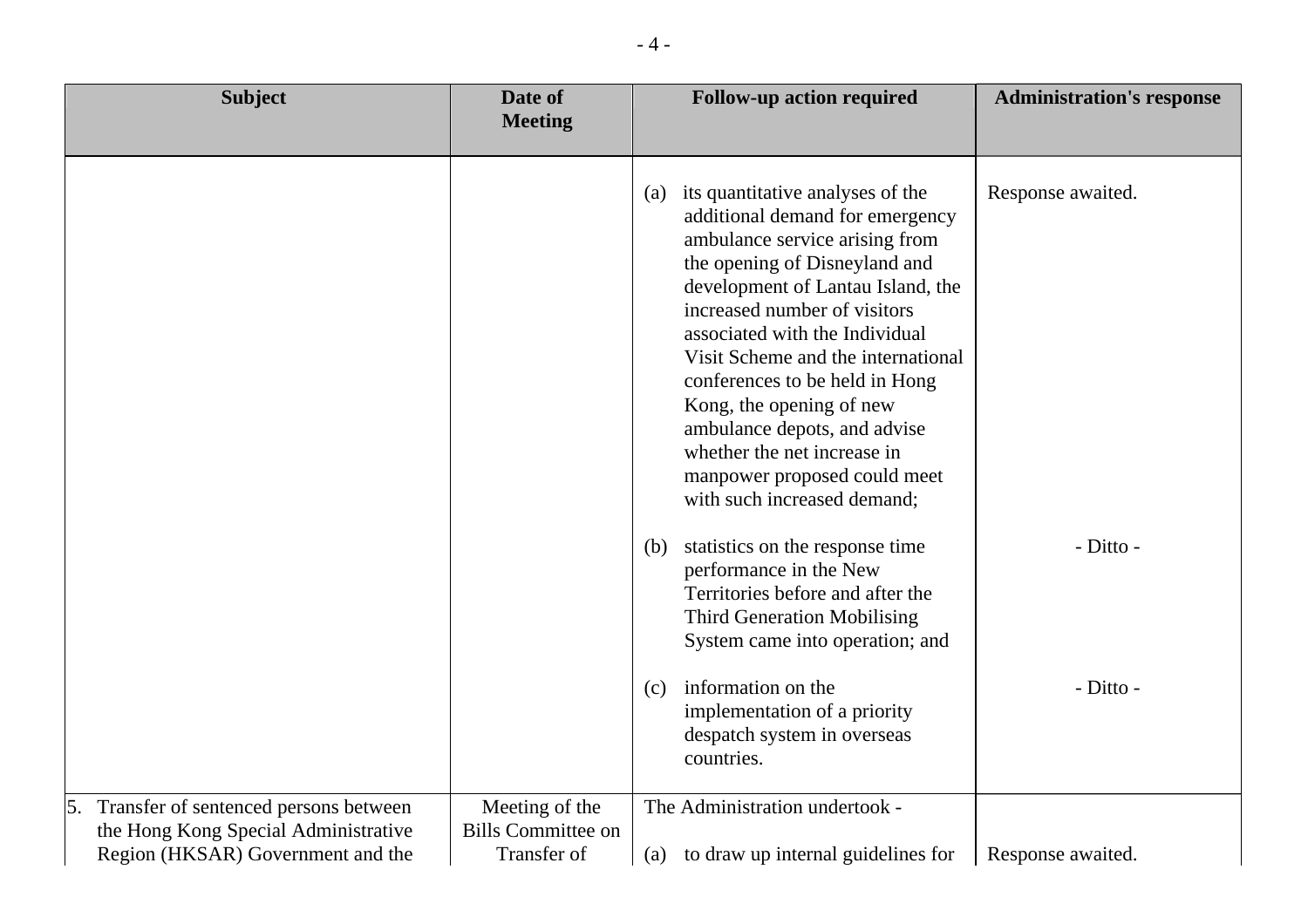| Subject | Date of Meeting | Follow-up action required | Administration's response |
|---|---|---|---|
| | | (a) its quantitative analyses of the additional demand for emergency ambulance service arising from the opening of Disneyland and development of Lantau Island, the increased number of visitors associated with the Individual Visit Scheme and the international conferences to be held in Hong Kong, the opening of new ambulance depots, and advise whether the net increase in manpower proposed could meet with such increased demand; | Response awaited. |
| | | (b) statistics on the response time performance in the New Territories before and after the Third Generation Mobilising System came into operation; and | - Ditto - |
| | | (c) information on the implementation of a priority despatch system in overseas countries. | - Ditto - |
| 5. Transfer of sentenced persons between the Hong Kong Special Administrative Region (HKSAR) Government and the | Meeting of the Bills Committee on Transfer of | The Administration undertook - (a) to draw up internal guidelines for | Response awaited. |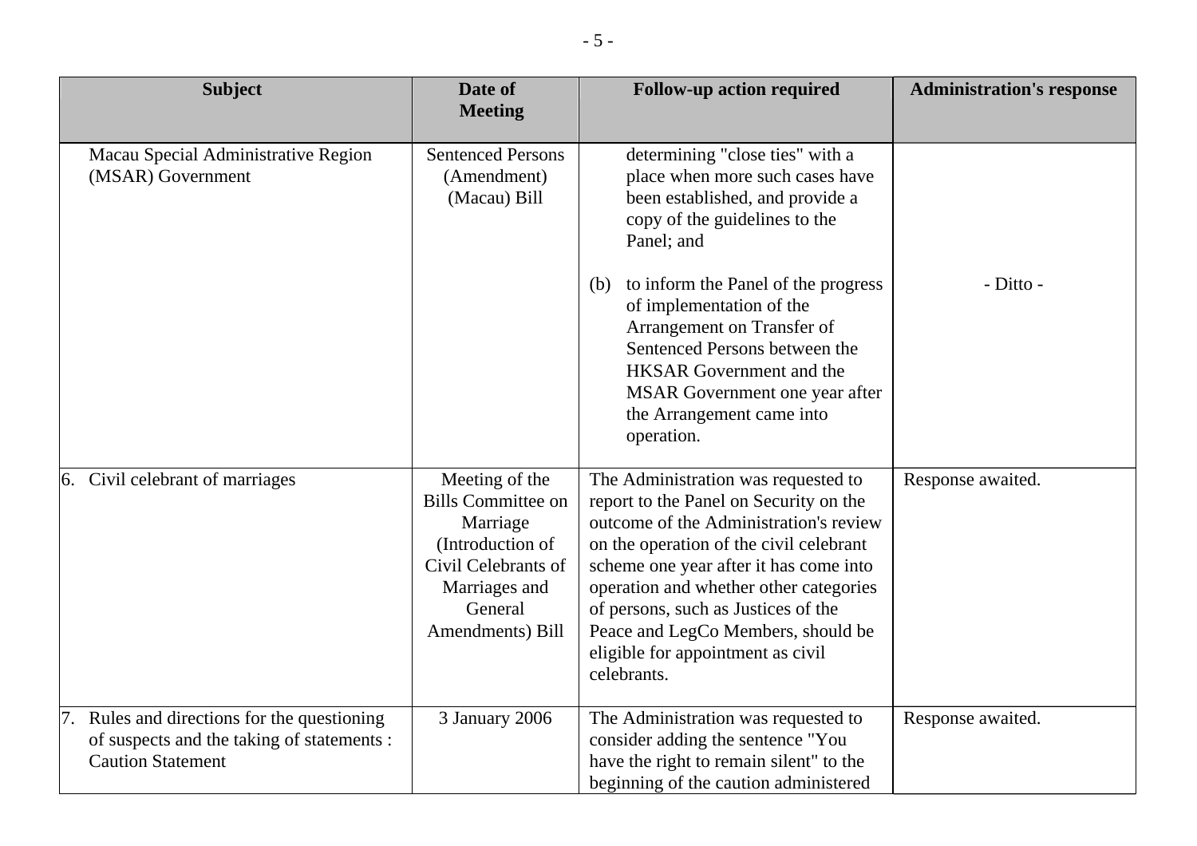| Subject | Date of Meeting | Follow-up action required | Administration's response |
|---|---|---|---|
| Macau Special Administrative Region (MSAR) Government | Sentenced Persons (Amendment) (Macau) Bill | determining "close ties" with a place when more such cases have been established, and provide a copy of the guidelines to the Panel; and<br><br>(b) to inform the Panel of the progress of implementation of the Arrangement on Transfer of Sentenced Persons between the HKSAR Government and the MSAR Government one year after the Arrangement came into operation. | <br><br><br><br>- Ditto - |
| 6. Civil celebrant of marriages | Meeting of the Bills Committee on Marriage (Introduction of Civil Celebrants of Marriages and General Amendments) Bill | The Administration was requested to report to the Panel on Security on the outcome of the Administration's review on the operation of the civil celebrant scheme one year after it has come into operation and whether other categories of persons, such as Justices of the Peace and LegCo Members, should be eligible for appointment as civil celebrants. | Response awaited. |
| 7. Rules and directions for the questioning of suspects and the taking of statements : Caution Statement | 3 January 2006 | The Administration was requested to consider adding the sentence "You have the right to remain silent" to the beginning of the caution administered | Response awaited. |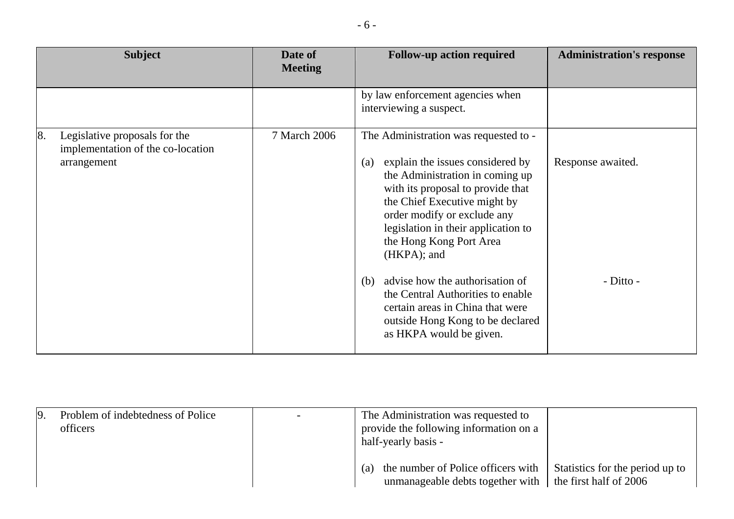| Subject | Date of Meeting | Follow-up action required | Administration's response |
|---|---|---|---|
| | | by law enforcement agencies when interviewing a suspect. | |
| 8. Legislative proposals for the implementation of the co-location arrangement | 7 March 2006 | The Administration was requested to - | |
| | | (a) explain the issues considered by the Administration in coming up with its proposal to provide that the Chief Executive might by order modify or exclude any legislation in their application to the Hong Kong Port Area (HKPA); and | Response awaited. |
| | | (b) advise how the authorisation of the Central Authorities to enable certain areas in China that were outside Hong Kong to be declared as HKPA would be given. | - Ditto - |
| 9. Problem of indebtedness of Police officers | - | The Administration was requested to provide the following information on a half-yearly basis - | |
| | | (a) the number of Police officers with unmanageable debts together with | Statistics for the period up to the first half of 2006 |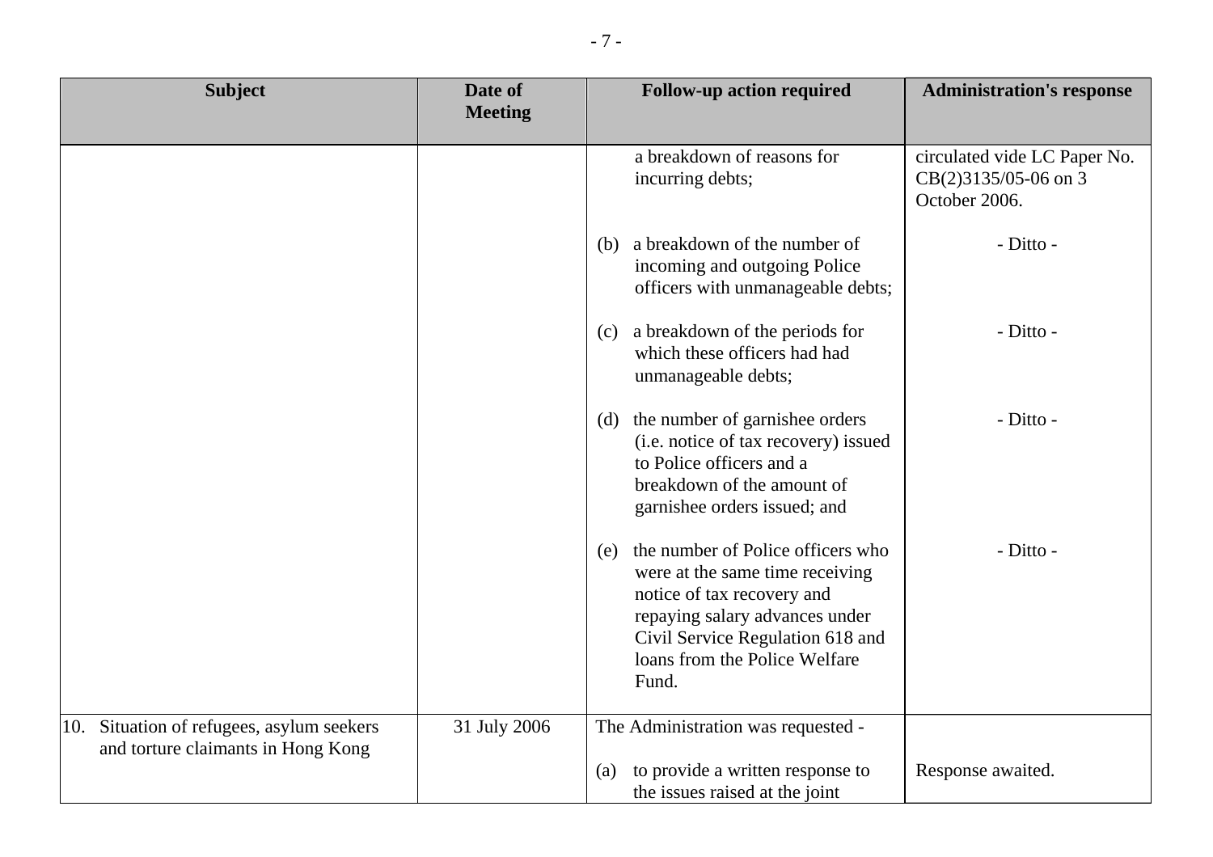| Subject | Date of Meeting | Follow-up action required | Administration's response |
| --- | --- | --- | --- |
| | | a breakdown of reasons for incurring debts; | circulated vide LC Paper No. CB(2)3135/05-06 on 3 October 2006. |
| | | (b) a breakdown of the number of incoming and outgoing Police officers with unmanageable debts; | - Ditto - |
| | | (c) a breakdown of the periods for which these officers had had unmanageable debts; | - Ditto - |
| | | (d) the number of garnishee orders (i.e. notice of tax recovery) issued to Police officers and a breakdown of the amount of garnishee orders issued; and | - Ditto - |
| | | (e) the number of Police officers who were at the same time receiving notice of tax recovery and repaying salary advances under Civil Service Regulation 618 and loans from the Police Welfare Fund. | - Ditto - |
| 10. Situation of refugees, asylum seekers and torture claimants in Hong Kong | 31 July 2006 | The Administration was requested - | |
| | | (a) to provide a written response to the issues raised at the joint | Response awaited. |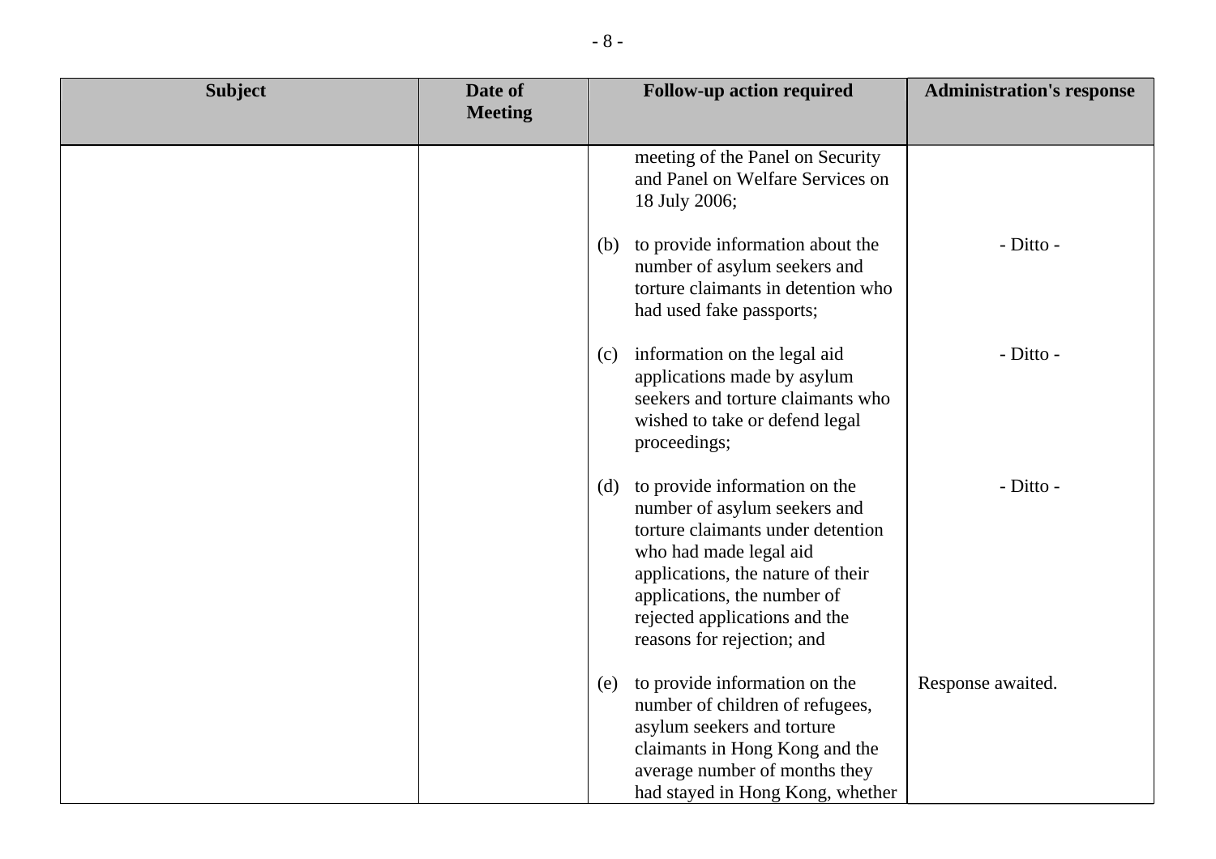| Subject | Date of Meeting | Follow-up action required | Administration's response |
| --- | --- | --- | --- |
| | | meeting of the Panel on Security and Panel on Welfare Services on 18 July 2006; | |
| | | (b) to provide information about the number of asylum seekers and torture claimants in detention who had used fake passports; | - Ditto - |
| | | (c) information on the legal aid applications made by asylum seekers and torture claimants who wished to take or defend legal proceedings; | - Ditto - |
| | | (d) to provide information on the number of asylum seekers and torture claimants under detention who had made legal aid applications, the nature of their applications, the number of rejected applications and the reasons for rejection; and | - Ditto - |
| | | (e) to provide information on the number of children of refugees, asylum seekers and torture claimants in Hong Kong and the average number of months they had stayed in Hong Kong, whether | Response awaited. |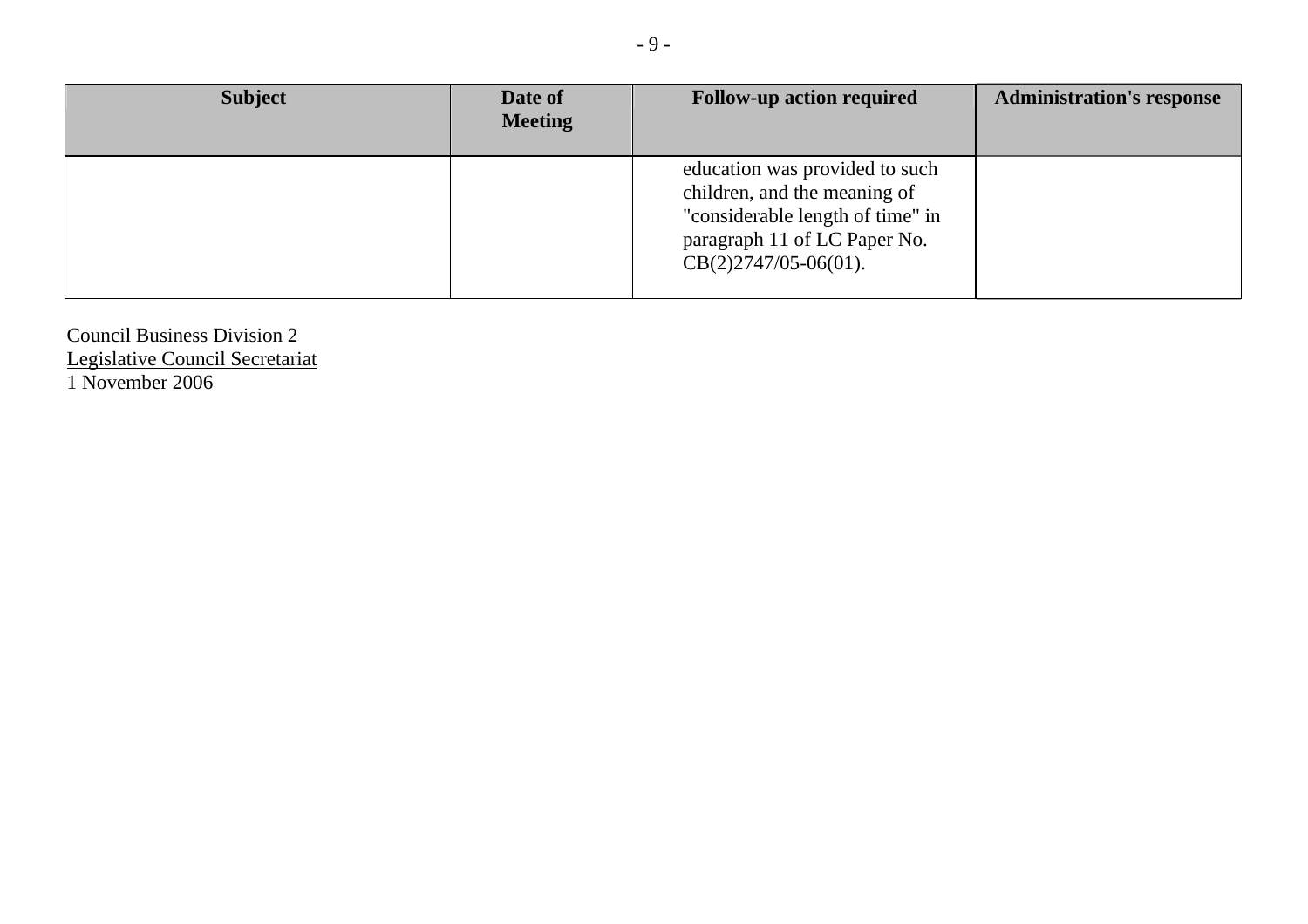| Subject | Date of Meeting | Follow-up action required | Administration's response |
|---|---|---|---|
| | | education was provided to such children, and the meaning of "considerable length of time" in paragraph 11 of LC Paper No. CB(2)2747/05-06(01). | |

Council Business Division 2
Legislative Council Secretariat
1 November 2006